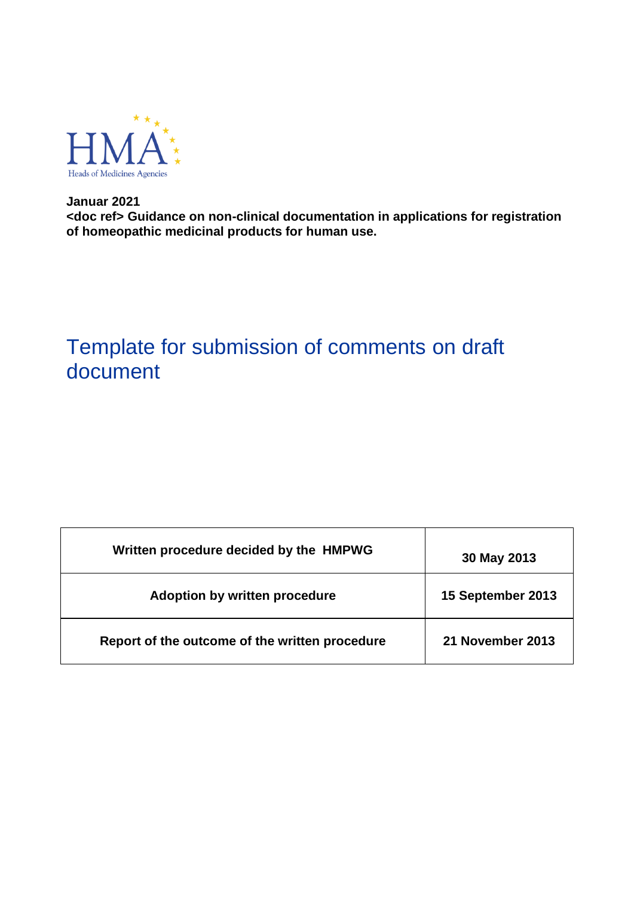**Januar 2021**
**<doc ref> Guidance on non-clinical documentation in applications for registration of homeopathic medicinal products for human use.**

# Template for submission of comments on draft document

| Written procedure decided by the HMPWG | 30 May 2013 |
| --- | --- |
| Adoption by written procedure | 15 September 2013 |
| Report of the outcome of the written procedure | 21 November 2013 |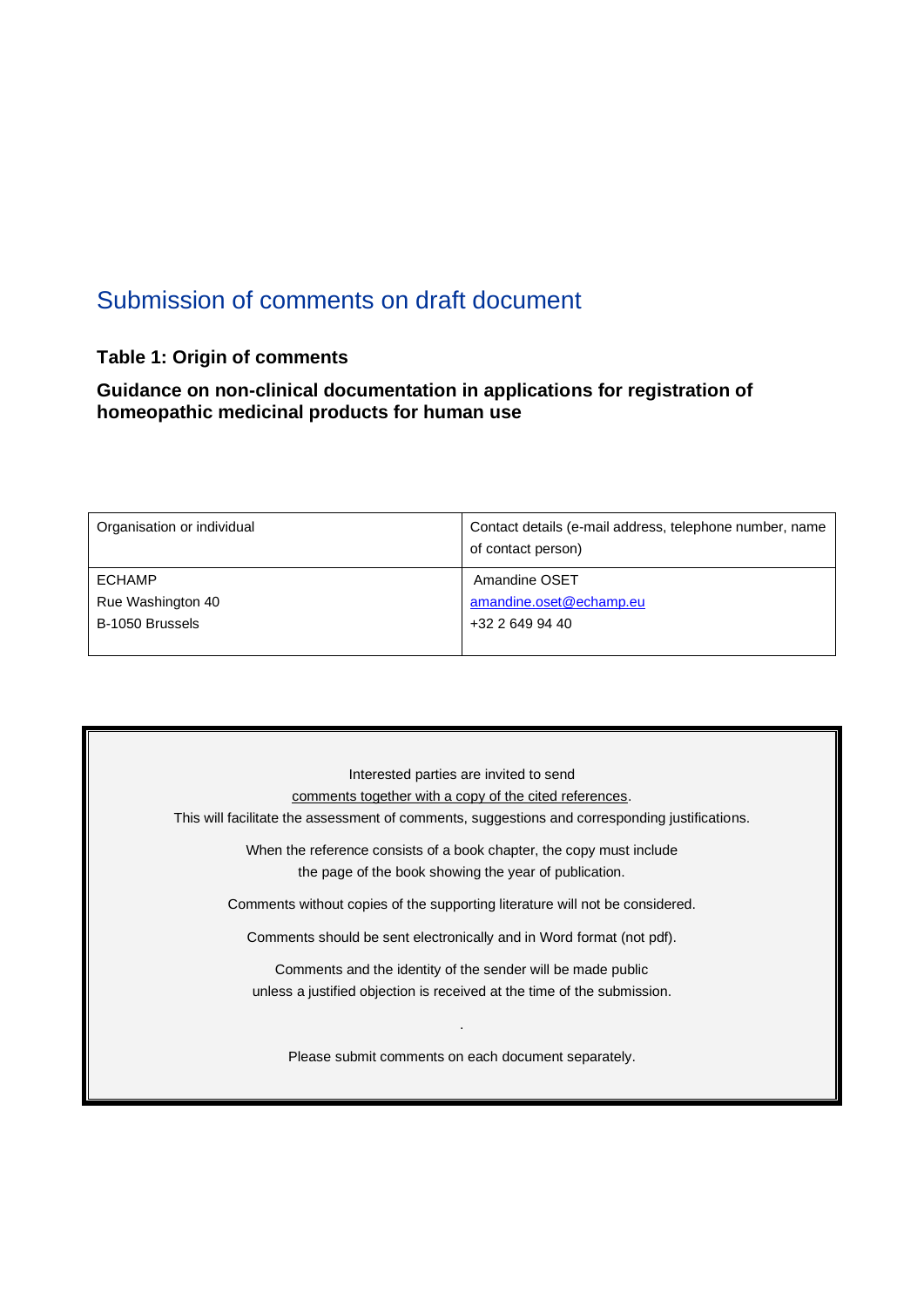# Submission of comments on draft document

### Table 1: Origin of comments

### Guidance on non-clinical documentation in applications for registration of homeopathic medicinal products for human use

| Organisation or individual | Contact details (e-mail address, telephone number, name of contact person) |
| --- | --- |
| ECHAMP<br>Rue Washington 40<br>B-1050 Brussels | Amandine OSET<br>amandine.oset@echamp.eu<br>+32 2 649 94 40 |

Interested parties are invited to send comments together with a copy of the cited references. This will facilitate the assessment of comments, suggestions and corresponding justifications.

When the reference consists of a book chapter, the copy must include the page of the book showing the year of publication.

Comments without copies of the supporting literature will not be considered.

Comments should be sent electronically and in Word format (not pdf).

Comments and the identity of the sender will be made public unless a justified objection is received at the time of the submission.

.

Please submit comments on each document separately.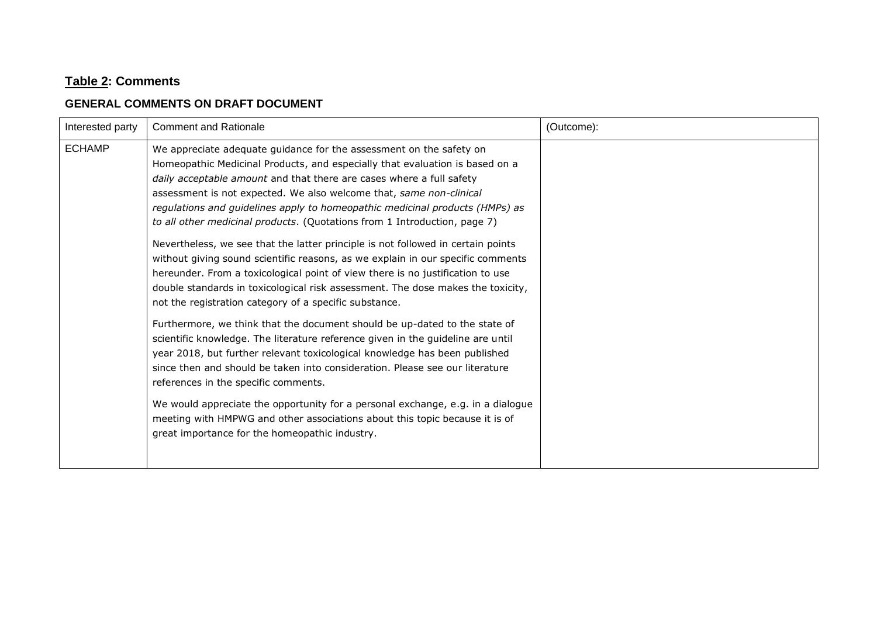**Table 2: Comments**

**GENERAL COMMENTS ON DRAFT DOCUMENT**

| Interested party | Comment and Rationale | (Outcome): |
| --- | --- | --- |
| ECHAMP | We appreciate adequate guidance for the assessment on the safety on Homeopathic Medicinal Products, and especially that evaluation is based on a *daily acceptable amount* and that there are cases where a full safety assessment is not expected. We also welcome that, *same non-clinical regulations and guidelines apply to homeopathic medicinal products (HMPs) as to all other medicinal products*. (Quotations from 1 Introduction, page 7)<br><br>Nevertheless, we see that the latter principle is not followed in certain points without giving sound scientific reasons, as we explain in our specific comments hereunder. From a toxicological point of view there is no justification to use double standards in toxicological risk assessment. The dose makes the toxicity, not the registration category of a specific substance.<br><br>Furthermore, we think that the document should be up-dated to the state of scientific knowledge. The literature reference given in the guideline are until year 2018, but further relevant toxicological knowledge has been published since then and should be taken into consideration. Please see our literature references in the specific comments.<br><br>We would appreciate the opportunity for a personal exchange, e.g. in a dialogue meeting with HMPWG and other associations about this topic because it is of great importance for the homeopathic industry. | |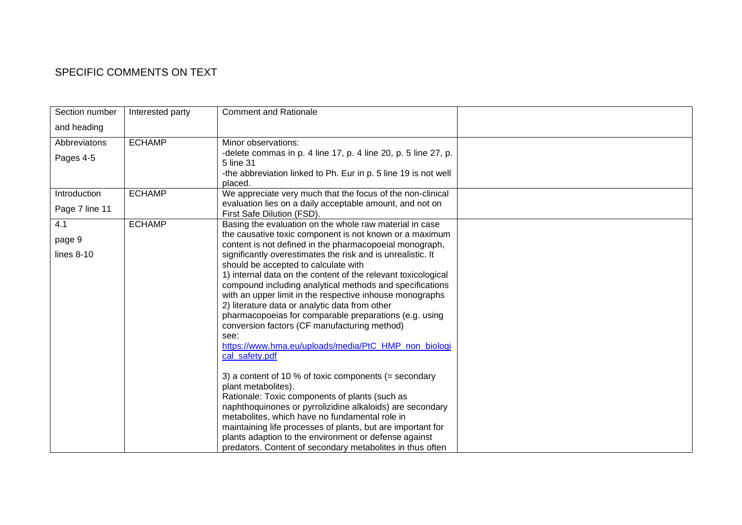SPECIFIC COMMENTS ON TEXT

| Section number and heading | Interested party | Comment and Rationale | |
|---|---|---|---|
| Abbreviatons Pages 4-5 | ECHAMP | Minor observations:<br>-delete commas in p. 4 line 17, p. 4 line 20, p. 5 line 27, p. 5 line 31<br>-the abbreviation linked to Ph. Eur in p. 5 line 19 is not well placed. | |
| Introduction Page 7 line 11 | ECHAMP | We appreciate very much that the focus of the non-clinical evaluation lies on a daily acceptable amount, and not on First Safe Dilution (FSD). | |
| 4.1 page 9 lines 8-10 | ECHAMP | Basing the evaluation on the whole raw material in case the causative toxic component is not known or a maximum content is not defined in the pharmacopoeial monograph, significantly overestimates the risk and is unrealistic. It should be accepted to calculate with<br>1) internal data on the content of the relevant toxicological compound including analytical methods and specifications with an upper limit in the respective inhouse monographs<br>2) literature data or analytic data from other pharmacopoeias for comparable preparations (e.g. using conversion factors (CF manufacturing method)<br>see:<br>[https://www.hma.eu/uploads/media/PtC_HMP_non_biological_safety.pdf](https://www.hma.eu/uploads/media/PtC_HMP_non_biological_safety.pdf)<br><br>3) a content of 10 % of toxic components (= secondary plant metabolites).<br>Rationale: Toxic components of plants (such as naphthoquinones or pyrrolizidine alkaloids) are secondary metabolites, which have no fundamental role in maintaining life processes of plants, but are important for plants adaption to the environment or defense against predators. Content of secondary metabolites in thus often | |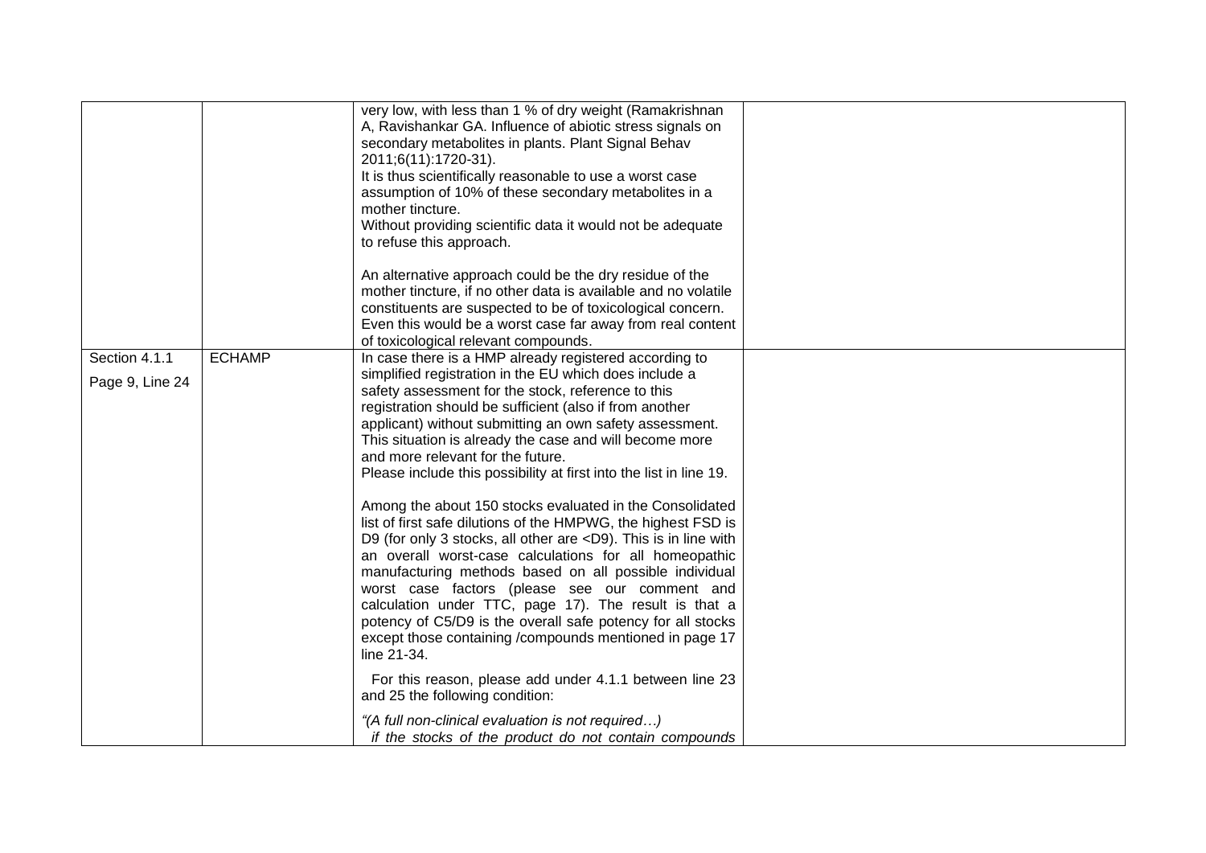| | | | |
|---|---|---|---|
| | | very low, with less than 1 % of dry weight (Ramakrishnan A, Ravishankar GA. Influence of abiotic stress signals on secondary metabolites in plants. Plant Signal Behav 2011;6(11):1720-31).<br>It is thus scientifically reasonable to use a worst case assumption of 10% of these secondary metabolites in a mother tincture.<br>Without providing scientific data it would not be adequate to refuse this approach.<br><br>An alternative approach could be the dry residue of the mother tincture, if no other data is available and no volatile constituents are suspected to be of toxicological concern. Even this would be a worst case far away from real content of toxicological relevant compounds. | |
| Section 4.1.1<br>Page 9, Line 24 | ECHAMP | In case there is a HMP already registered according to simplified registration in the EU which does include a safety assessment for the stock, reference to this registration should be sufficient (also if from another applicant) without submitting an own safety assessment. This situation is already the case and will become more and more relevant for the future.<br>Please include this possibility at first into the list in line 19.<br><br>Among the about 150 stocks evaluated in the Consolidated list of first safe dilutions of the HMPWG, the highest FSD is D9 (for only 3 stocks, all other are <D9). This is in line with an overall worst-case calculations for all homeopathic manufacturing methods based on all possible individual worst case factors (please see our comment and calculation under TTC, page 17). The result is that a potency of C5/D9 is the overall safe potency for all stocks except those containing /compounds mentioned in page 17 line 21-34.<br><br>For this reason, please add under 4.1.1 between line 23 and 25 the following condition:<br><br>*"(A full non-clinical evaluation is not required…)*<br>*if the stocks of the product do not contain compounds* | |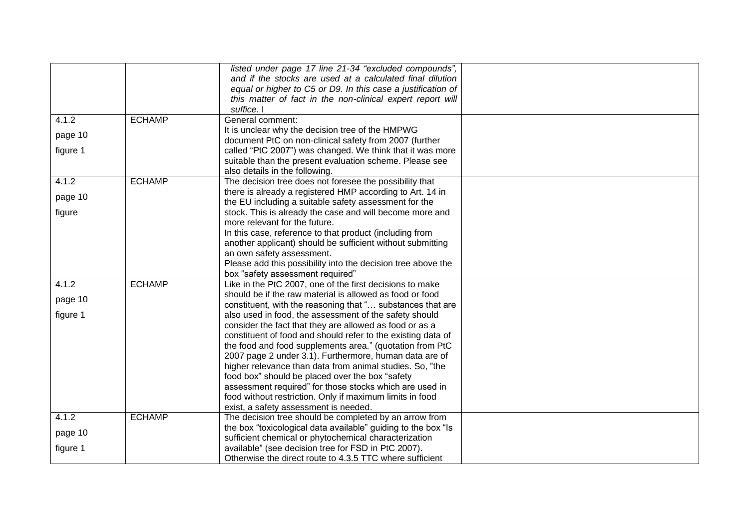| | | | |
|---|---|---|---|
| | | *listed under page 17 line 21-34 "excluded compounds", and if the stocks are used at a calculated final dilution equal or higher to C5 or D9. In this case a justification of this matter of fact in the non-clinical expert report will suffice.* I | |
| 4.1.2<br>page 10<br>figure 1 | ECHAMP | General comment:<br>It is unclear why the decision tree of the HMPWG document PtC on non-clinical safety from 2007 (further called "PtC 2007") was changed. We think that it was more suitable than the present evaluation scheme. Please see also details in the following. | |
| 4.1.2<br>page 10<br>figure | ECHAMP | The decision tree does not foresee the possibility that there is already a registered HMP according to Art. 14 in the EU including a suitable safety assessment for the stock. This is already the case and will become more and more relevant for the future.<br>In this case, reference to that product (including from another applicant) should be sufficient without submitting an own safety assessment.<br>Please add this possibility into the decision tree above the box "safety assessment required" | |
| 4.1.2<br>page 10<br>figure 1 | ECHAMP | Like in the PtC 2007, one of the first decisions to make should be if the raw material is allowed as food or food constituent, with the reasoning that "… substances that are also used in food, the assessment of the safety should consider the fact that they are allowed as food or as a constituent of food and should refer to the existing data of the food and food supplements area." (quotation from PtC 2007 page 2 under 3.1). Furthermore, human data are of higher relevance than data from animal studies. So, "the food box" should be placed over the box "safety assessment required" for those stocks which are used in food without restriction. Only if maximum limits in food exist, a safety assessment is needed. | |
| 4.1.2<br>page 10<br>figure 1 | ECHAMP | The decision tree should be completed by an arrow from the box "toxicological data available" guiding to the box "Is sufficient chemical or phytochemical characterization available" (see decision tree for FSD in PtC 2007).<br>Otherwise the direct route to 4.3.5 TTC where sufficient | |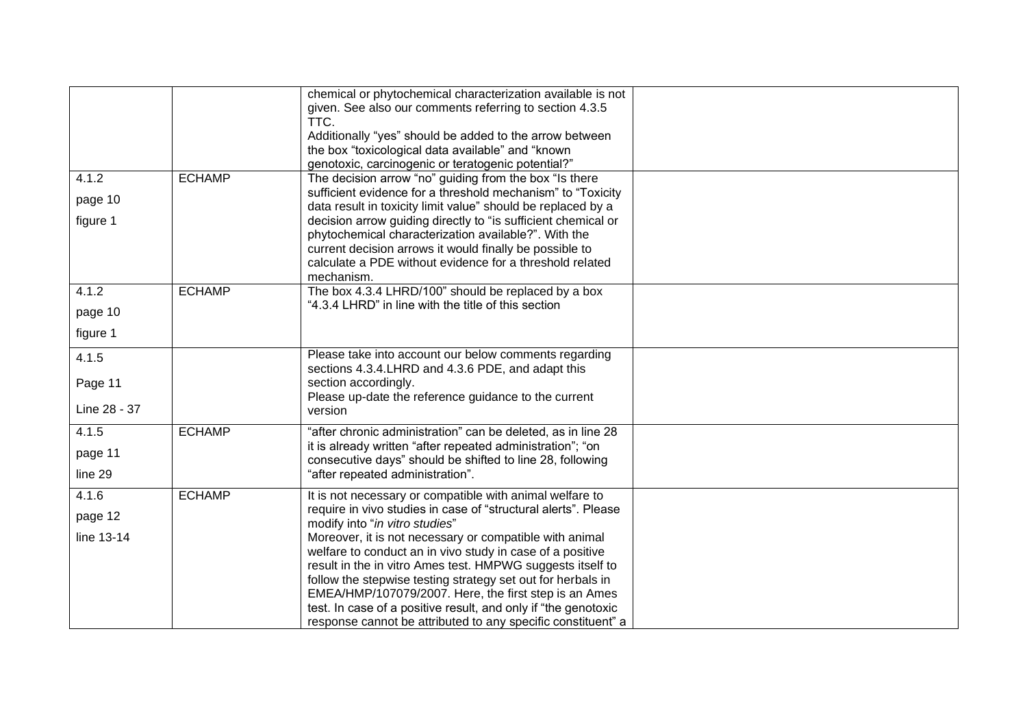| | | | |
|---|---|---|---|
| | | chemical or phytochemical characterization available is not given. See also our comments referring to section 4.3.5 TTC.<br>Additionally "yes" should be added to the arrow between the box "toxicological data available" and "known genotoxic, carcinogenic or teratogenic potential?" | |
| 4.1.2<br>page 10<br>figure 1 | ECHAMP | The decision arrow "no" guiding from the box "Is there sufficient evidence for a threshold mechanism" to "Toxicity data result in toxicity limit value" should be replaced by a decision arrow guiding directly to "is sufficient chemical or phytochemical characterization available?". With the current decision arrows it would finally be possible to calculate a PDE without evidence for a threshold related mechanism. | |
| 4.1.2<br>page 10<br>figure 1 | ECHAMP | The box 4.3.4 LHRD/100" should be replaced by a box "4.3.4 LHRD" in line with the title of this section | |
| 4.1.5<br>Page 11<br>Line 28 - 37 | | Please take into account our below comments regarding sections 4.3.4.LHRD and 4.3.6 PDE, and adapt this section accordingly.<br>Please up-date the reference guidance to the current version | |
| 4.1.5<br>page 11<br>line 29 | ECHAMP | "after chronic administration" can be deleted, as in line 28 it is already written "after repeated administration"; "on consecutive days" should be shifted to line 28, following "after repeated administration". | |
| 4.1.6<br>page 12<br>line 13-14 | ECHAMP | It is not necessary or compatible with animal welfare to require in vivo studies in case of "structural alerts". Please modify into "*in vitro studies*"<br>Moreover, it is not necessary or compatible with animal welfare to conduct an in vivo study in case of a positive result in the in vitro Ames test. HMPWG suggests itself to follow the stepwise testing strategy set out for herbals in EMEA/HMP/107079/2007. Here, the first step is an Ames test. In case of a positive result, and only if "the genotoxic response cannot be attributed to any specific constituent" a | |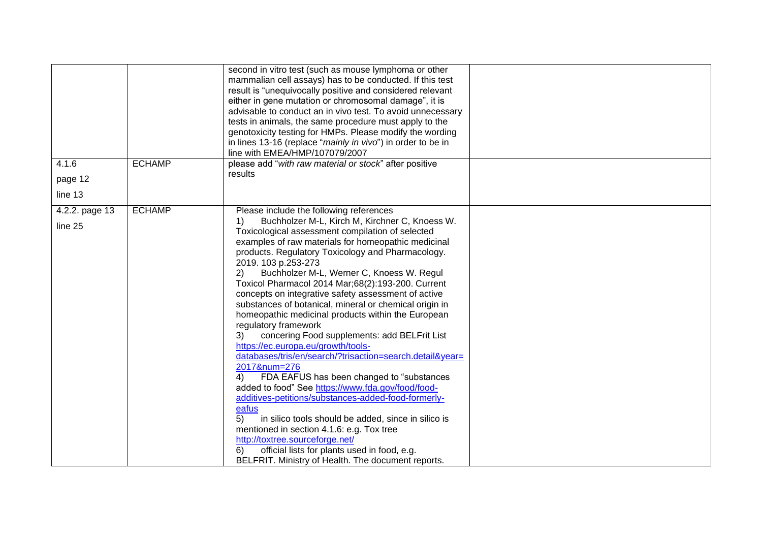| | | | |
|---|---|---|---|
| | | second in vitro test (such as mouse lymphoma or other mammalian cell assays) has to be conducted. If this test result is "unequivocally positive and considered relevant either in gene mutation or chromosomal damage", it is advisable to conduct an in vivo test. To avoid unnecessary tests in animals, the same procedure must apply to the genotoxicity testing for HMPs. Please modify the wording in lines 13-16 (replace "*mainly in vivo*") in order to be in line with EMEA/HMP/107079/2007 | |
| 4.1.6<br>page 12<br>line 13 | ECHAMP | please add "*with raw material or stock*" after positive results | |
| 4.2.2. page 13<br>line 25 | ECHAMP | Please include the following references<br>1) Buchholzer M-L, Kirch M, Kirchner C, Knoess W. Toxicological assessment compilation of selected examples of raw materials for homeopathic medicinal products. Regulatory Toxicology and Pharmacology. 2019. 103 p.253-273<br>2) Buchholzer M-L, Werner C, Knoess W. Regul Toxicol Pharmacol 2014 Mar;68(2):193-200. Current concepts on integrative safety assessment of active substances of botanical, mineral or chemical origin in homeopathic medicinal products within the European regulatory framework<br>3) concering Food supplements: add BELFrit List https://ec.europa.eu/growth/tools-databases/tris/en/search/?trisaction=search.detail&year=2017&num=276<br>4) FDA EAFUS has been changed to "substances added to food" See https://www.fda.gov/food/food-additives-petitions/substances-added-food-formerly-eafus<br>5) in silico tools should be added, since in silico is mentioned in section 4.1.6: e.g. Tox tree http://toxtree.sourceforge.net/<br>6) official lists for plants used in food, e.g. BELFRIT. Ministry of Health. The document reports. | |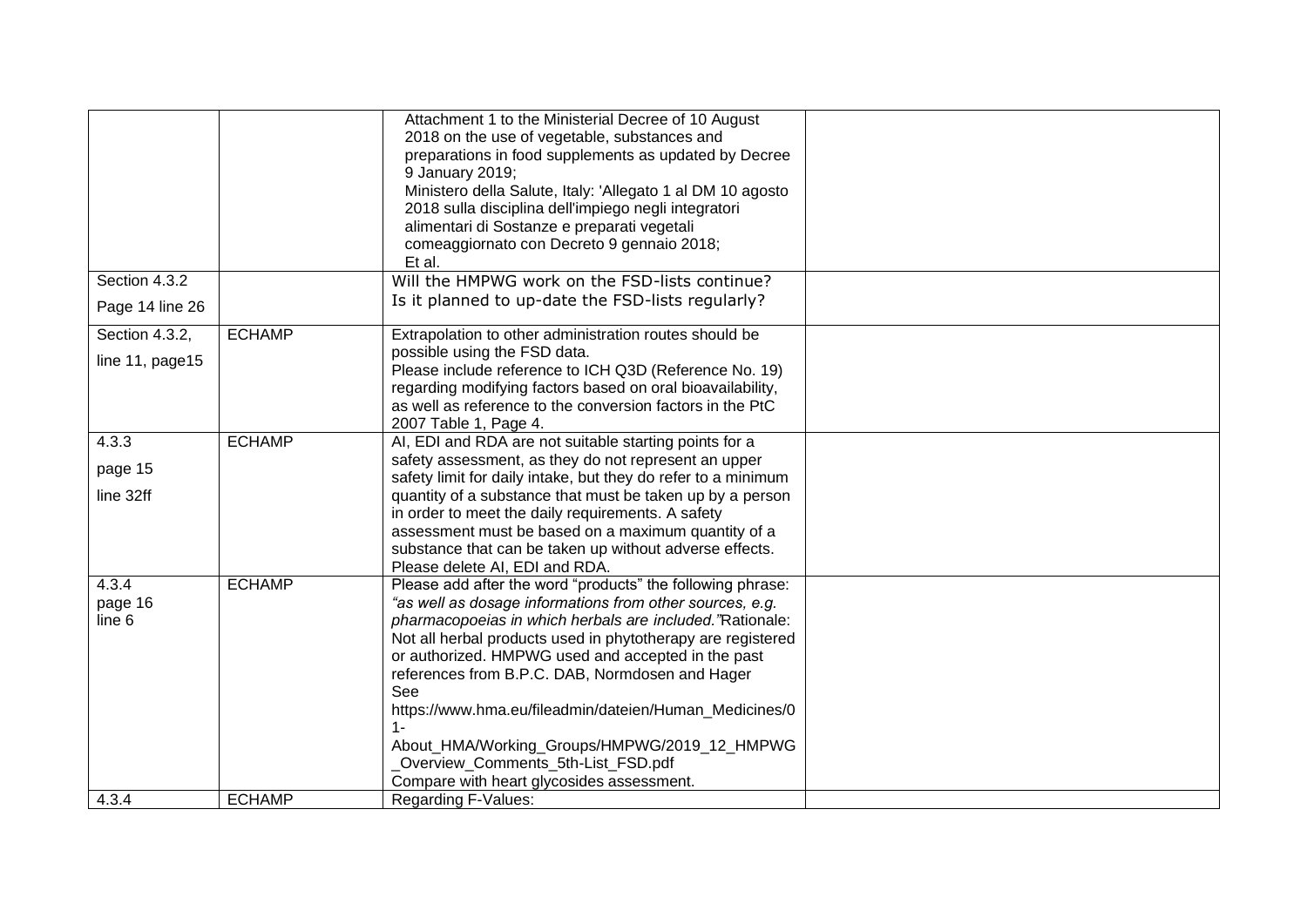| | | | |
|---|---|---|---|
| | | Attachment 1 to the Ministerial Decree of 10 August 2018 on the use of vegetable, substances and preparations in food supplements as updated by Decree 9 January 2019;<br>Ministero della Salute, Italy: 'Allegato 1 al DM 10 agosto 2018 sulla disciplina dell'impiego negli integratori alimentari di Sostanze e preparati vegetali comeaggiornato con Decreto 9 gennaio 2018;<br>Et al. | |
| Section 4.3.2<br>Page 14 line 26 | | Will the HMPWG work on the FSD-lists continue?<br>Is it planned to up-date the FSD-lists regularly? | |
| Section 4.3.2,<br>line 11, page15 | ECHAMP | Extrapolation to other administration routes should be possible using the FSD data.<br>Please include reference to ICH Q3D (Reference No. 19) regarding modifying factors based on oral bioavailability, as well as reference to the conversion factors in the PtC 2007 Table 1, Page 4. | |
| 4.3.3<br>page 15<br>line 32ff | ECHAMP | AI, EDI and RDA are not suitable starting points for a safety assessment, as they do not represent an upper safety limit for daily intake, but they do refer to a minimum quantity of a substance that must be taken up by a person in order to meet the daily requirements. A safety assessment must be based on a maximum quantity of a substance that can be taken up without adverse effects. Please delete AI, EDI and RDA. | |
| 4.3.4<br>page 16<br>line 6 | ECHAMP | Please add after the word "products" the following phrase: *"as well as dosage informations from other sources, e.g. pharmacopoeias in which herbals are included."* Rationale: Not all herbal products used in phytotherapy are registered or authorized. HMPWG used and accepted in the past references from B.P.C. DAB, Normdosen and Hager<br>See<br>https://www.hma.eu/fileadmin/dateien/Human_Medicines/01-About_HMA/Working_Groups/HMPWG/2019_12_HMPWG_Overview_Comments_5th-List_FSD.pdf<br>Compare with heart glycosides assessment. | |
| 4.3.4 | ECHAMP | Regarding F-Values: | |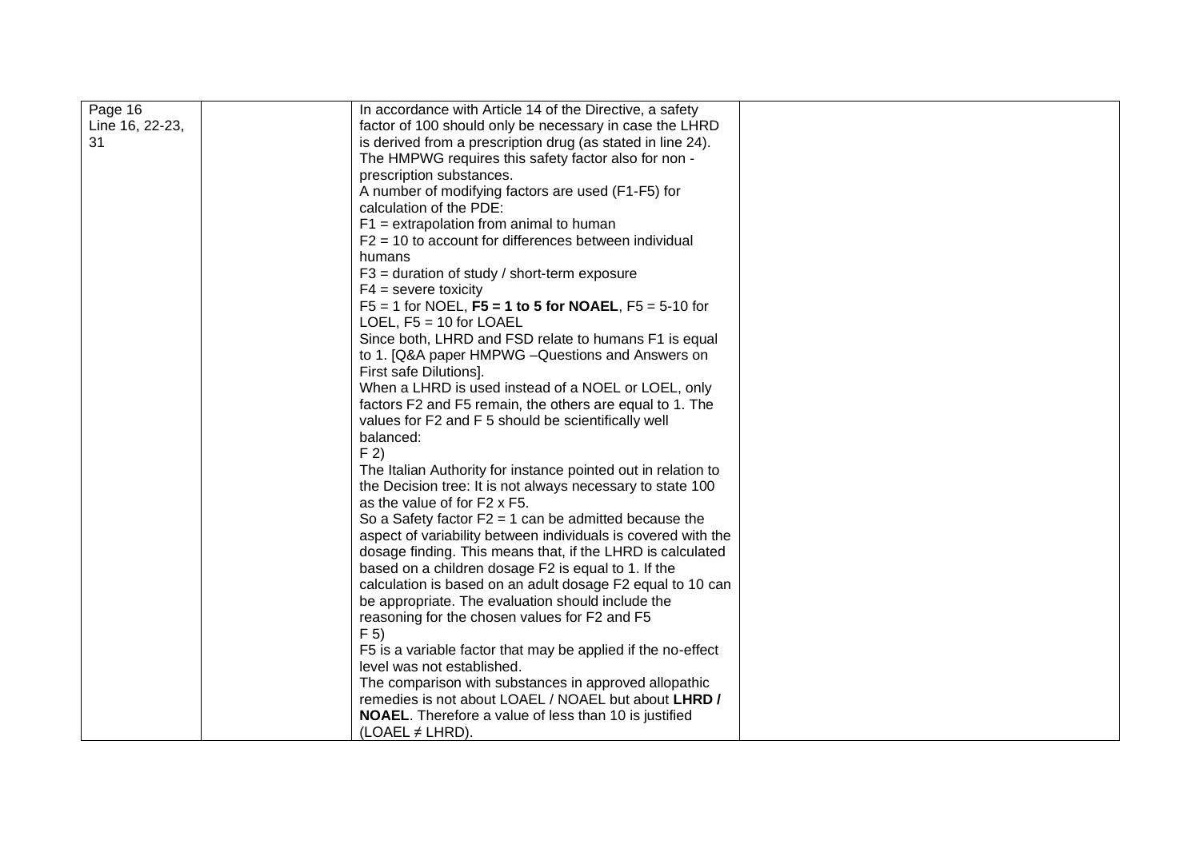| | | | |
|---|---|---|---|
| Page 16<br>Line 16, 22-23, 31 | | In accordance with Article 14 of the Directive, a safety factor of 100 should only be necessary in case the LHRD is derived from a prescription drug (as stated in line 24). The HMPWG requires this safety factor also for non - prescription substances.<br>A number of modifying factors are used (F1-F5) for calculation of the PDE:<br>F1 = extrapolation from animal to human<br>F2 = 10 to account for differences between individual humans<br>F3 = duration of study / short-term exposure<br>F4 = severe toxicity<br>F5 = 1 for NOEL, **F5 = 1 to 5 for NOAEL**, F5 = 5-10 for LOEL, F5 = 10 for LOAEL<br>Since both, LHRD and FSD relate to humans F1 is equal to 1. [Q&A paper HMPWG –Questions and Answers on First safe Dilutions].<br>When a LHRD is used instead of a NOEL or LOEL, only factors F2 and F5 remain, the others are equal to 1. The values for F2 and F 5 should be scientifically well balanced:<br>F 2)<br>The Italian Authority for instance pointed out in relation to the Decision tree: It is not always necessary to state 100 as the value of for F2 x F5.<br>So a Safety factor F2 = 1 can be admitted because the aspect of variability between individuals is covered with the dosage finding. This means that, if the LHRD is calculated based on a children dosage F2 is equal to 1. If the calculation is based on an adult dosage F2 equal to 10 can be appropriate. The evaluation should include the reasoning for the chosen values for F2 and F5<br>F 5)<br>F5 is a variable factor that may be applied if the no-effect level was not established.<br>The comparison with substances in approved allopathic remedies is not about LOAEL / NOAEL but about **LHRD / NOAEL**. Therefore a value of less than 10 is justified (LOAEL ≠ LHRD). | |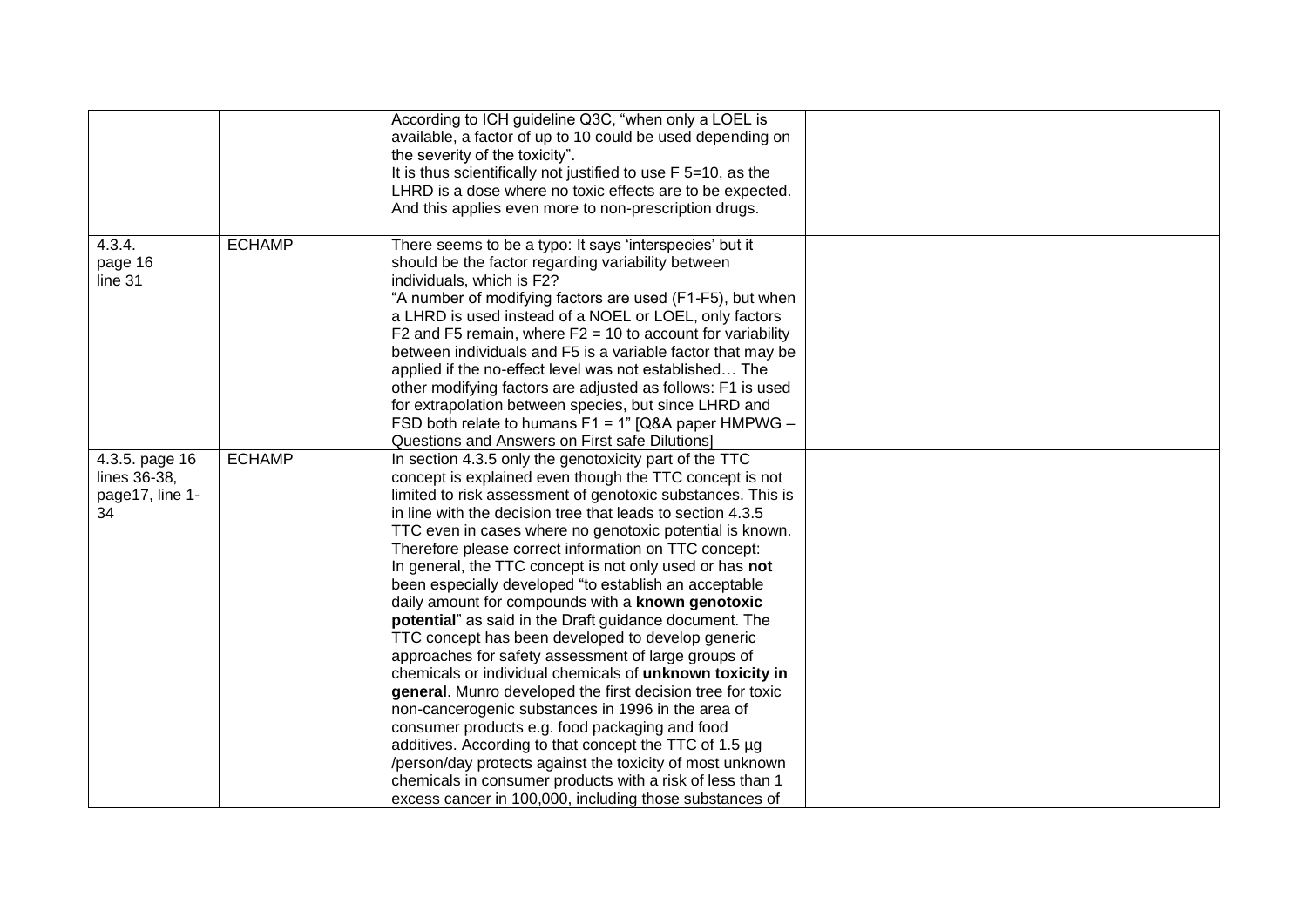| | | | |
|---|---|---|---|
| | | According to ICH guideline Q3C, "when only a LOEL is available, a factor of up to 10 could be used depending on the severity of the toxicity".<br>It is thus scientifically not justified to use F 5=10, as the LHRD is a dose where no toxic effects are to be expected. And this applies even more to non-prescription drugs. | |
| 4.3.4.<br>page 16<br>line 31 | ECHAMP | There seems to be a typo: It says 'interspecies' but it should be the factor regarding variability between individuals, which is F2?<br>"A number of modifying factors are used (F1-F5), but when a LHRD is used instead of a NOEL or LOEL, only factors F2 and F5 remain, where F2 = 10 to account for variability between individuals and F5 is a variable factor that may be applied if the no-effect level was not established… The other modifying factors are adjusted as follows: F1 is used for extrapolation between species, but since LHRD and FSD both relate to humans F1 = 1" [Q&A paper HMPWG – Questions and Answers on First safe Dilutions] | |
| 4.3.5. page 16 lines 36-38, page17, line 1-34 | ECHAMP | In section 4.3.5 only the genotoxicity part of the TTC concept is explained even though the TTC concept is not limited to risk assessment of genotoxic substances. This is in line with the decision tree that leads to section 4.3.5 TTC even in cases where no genotoxic potential is known. Therefore please correct information on TTC concept:<br>In general, the TTC concept is not only used or has **not** been especially developed "to establish an acceptable daily amount for compounds with a **known genotoxic potential**" as said in the Draft guidance document. The TTC concept has been developed to develop generic approaches for safety assessment of large groups of chemicals or individual chemicals of **unknown toxicity in general**. Munro developed the first decision tree for toxic non-cancerogenic substances in 1996 in the area of consumer products e.g. food packaging and food additives. According to that concept the TTC of 1.5 µg /person/day protects against the toxicity of most unknown chemicals in consumer products with a risk of less than 1 excess cancer in 100,000, including those substances of | |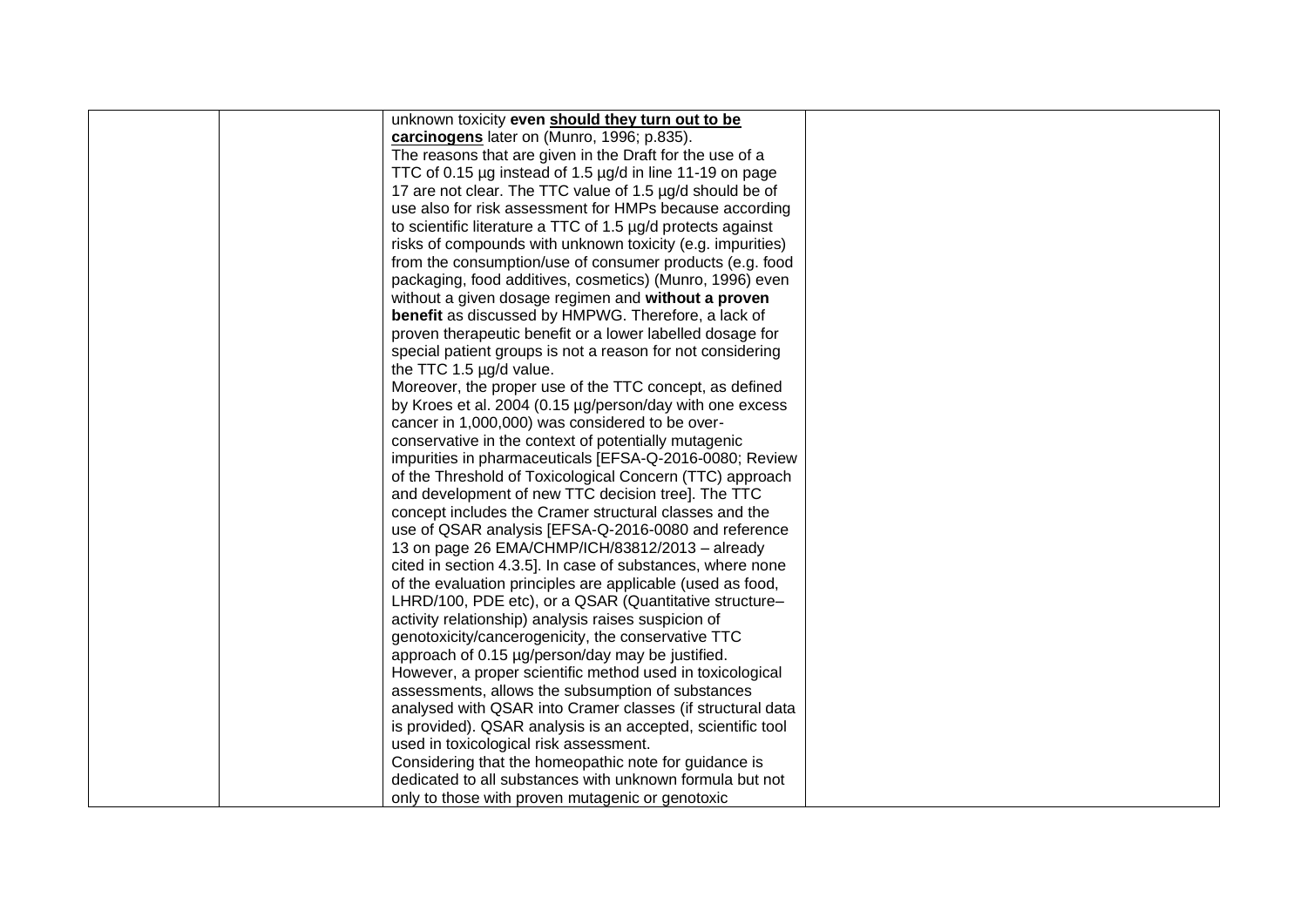| | | | |
|---|---|---|---|
| | | unknown toxicity **even <u>should they turn out to be carcinogens</u>** later on (Munro, 1996; p.835).<br>The reasons that are given in the Draft for the use of a TTC of 0.15 µg instead of 1.5 µg/d in line 11-19 on page 17 are not clear. The TTC value of 1.5 µg/d should be of use also for risk assessment for HMPs because according to scientific literature a TTC of 1.5 µg/d protects against risks of compounds with unknown toxicity (e.g. impurities) from the consumption/use of consumer products (e.g. food packaging, food additives, cosmetics) (Munro, 1996) even without a given dosage regimen and **without a proven benefit** as discussed by HMPWG. Therefore, a lack of proven therapeutic benefit or a lower labelled dosage for special patient groups is not a reason for not considering the TTC 1.5 µg/d value.<br>Moreover, the proper use of the TTC concept, as defined by Kroes et al. 2004 (0.15 µg/person/day with one excess cancer in 1,000,000) was considered to be over-conservative in the context of potentially mutagenic impurities in pharmaceuticals [EFSA-Q-2016-0080; Review of the Threshold of Toxicological Concern (TTC) approach and development of new TTC decision tree]. The TTC concept includes the Cramer structural classes and the use of QSAR analysis [EFSA-Q-2016-0080 and reference 13 on page 26 EMA/CHMP/ICH/83812/2013 – already cited in section 4.3.5]. In case of substances, where none of the evaluation principles are applicable (used as food, LHRD/100, PDE etc), or a QSAR (Quantitative structure–activity relationship) analysis raises suspicion of genotoxicity/cancerogenicity, the conservative TTC approach of 0.15 µg/person/day may be justified.<br>However, a proper scientific method used in toxicological assessments, allows the subsumption of substances analysed with QSAR into Cramer classes (if structural data is provided). QSAR analysis is an accepted, scientific tool used in toxicological risk assessment.<br>Considering that the homeopathic note for guidance is dedicated to all substances with unknown formula but not only to those with proven mutagenic or genotoxic | |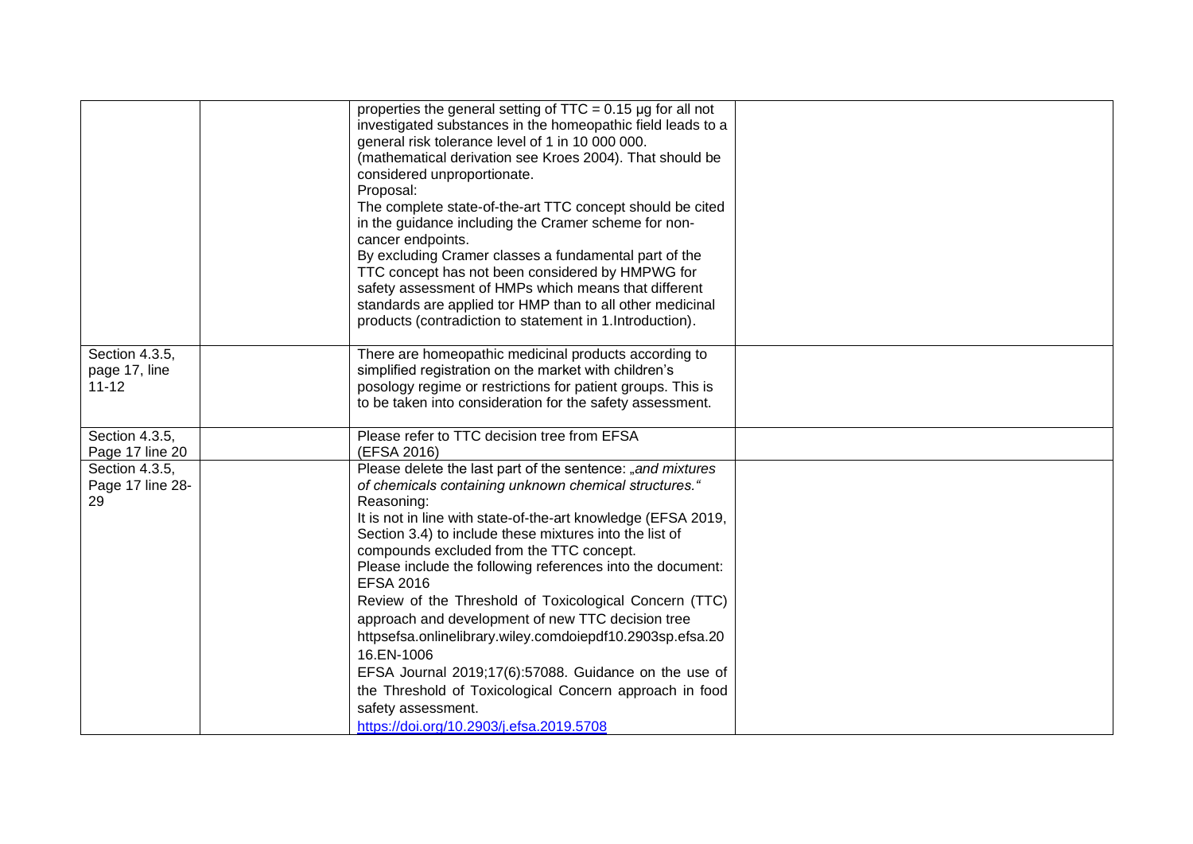| | | | |
|---|---|---|---|
| | | properties the general setting of TTC = 0.15 µg for all not investigated substances in the homeopathic field leads to a general risk tolerance level of 1 in 10 000 000. (mathematical derivation see Kroes 2004). That should be considered unproportionate.<br>Proposal:<br>The complete state-of-the-art TTC concept should be cited in the guidance including the Cramer scheme for non-cancer endpoints.<br>By excluding Cramer classes a fundamental part of the TTC concept has not been considered by HMPWG for safety assessment of HMPs which means that different standards are applied tor HMP than to all other medicinal products (contradiction to statement in 1.Introduction). | |
| Section 4.3.5, page 17, line 11-12 | | There are homeopathic medicinal products according to simplified registration on the market with children's posology regime or restrictions for patient groups. This is to be taken into consideration for the safety assessment. | |
| Section 4.3.5, Page 17 line 20 | | Please refer to TTC decision tree from EFSA (EFSA 2016) | |
| Section 4.3.5, Page 17 line 28-29 | | Please delete the last part of the sentence: „*and mixtures of chemicals containing unknown chemical structures.*"<br>Reasoning:<br>It is not in line with state-of-the-art knowledge (EFSA 2019, Section 3.4) to include these mixtures into the list of compounds excluded from the TTC concept.<br>Please include the following references into the document:<br>EFSA 2016<br>Review of the Threshold of Toxicological Concern (TTC) approach and development of new TTC decision tree httpsefsa.onlinelibrary.wiley.comdoiepdf10.2903sp.efsa.2016.EN-1006<br>EFSA Journal 2019;17(6):57088. Guidance on the use of the Threshold of Toxicological Concern approach in food safety assessment.<br>https://doi.org/10.2903/j.efsa.2019.5708 | |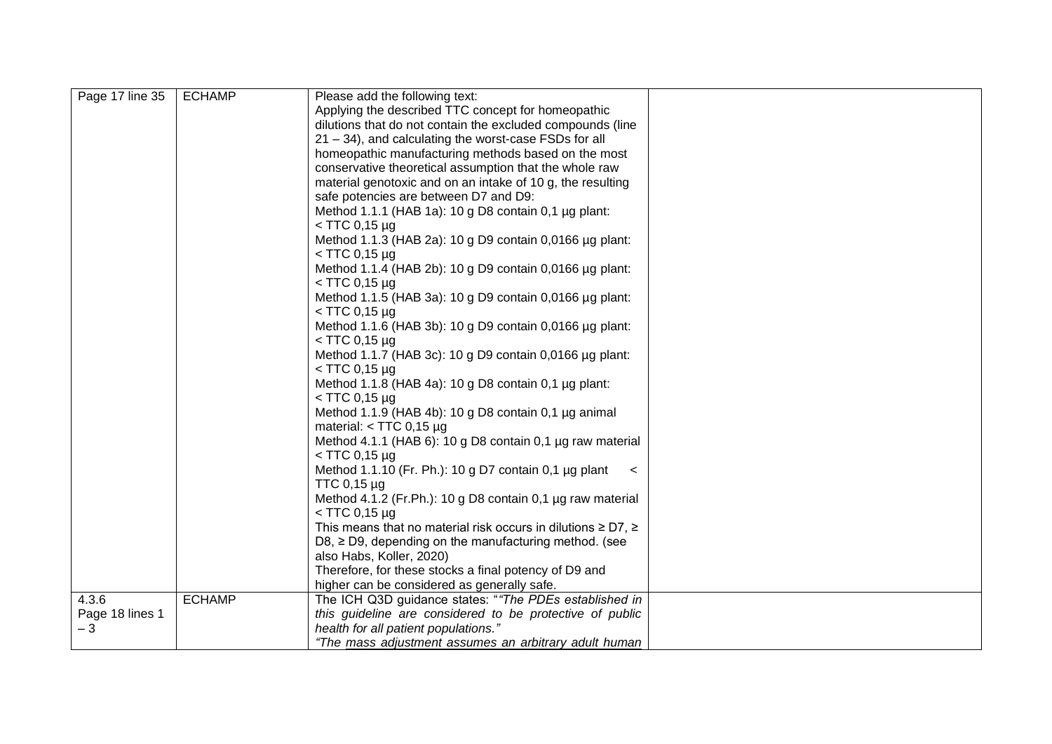| Page 17 line 35 | ECHAMP | Please add the following text:<br>Applying the described TTC concept for homeopathic dilutions that do not contain the excluded compounds (line 21 – 34), and calculating the worst-case FSDs for all homeopathic manufacturing methods based on the most conservative theoretical assumption that the whole raw material genotoxic and on an intake of 10 g, the resulting safe potencies are between D7 and D9:<br>Method 1.1.1 (HAB 1a): 10 g D8 contain 0,1 µg plant: < TTC 0,15 µg<br>Method 1.1.3 (HAB 2a): 10 g D9 contain 0,0166 µg plant: < TTC 0,15 µg<br>Method 1.1.4 (HAB 2b): 10 g D9 contain 0,0166 µg plant: < TTC 0,15 µg<br>Method 1.1.5 (HAB 3a): 10 g D9 contain 0,0166 µg plant: < TTC 0,15 µg<br>Method 1.1.6 (HAB 3b): 10 g D9 contain 0,0166 µg plant: < TTC 0,15 µg<br>Method 1.1.7 (HAB 3c): 10 g D9 contain 0,0166 µg plant: < TTC 0,15 µg<br>Method 1.1.8 (HAB 4a): 10 g D8 contain 0,1 µg plant: < TTC 0,15 µg<br>Method 1.1.9 (HAB 4b): 10 g D8 contain 0,1 µg animal material: < TTC 0,15 µg<br>Method 4.1.1 (HAB 6): 10 g D8 contain 0,1 µg raw material < TTC 0,15 µg<br>Method 1.1.10 (Fr. Ph.): 10 g D7 contain 0,1 µg plant < TTC 0,15 µg<br>Method 4.1.2 (Fr.Ph.): 10 g D8 contain 0,1 µg raw material < TTC 0,15 µg<br>This means that no material risk occurs in dilutions ≥ D7, ≥ D8, ≥ D9, depending on the manufacturing method. (see also Habs, Koller, 2020)<br>Therefore, for these stocks a final potency of D9 and higher can be considered as generally safe. | |
| 4.3.6<br>Page 18 lines 1 – 3 | ECHAMP | The ICH Q3D guidance states: "*"The PDEs established in this guideline are considered to be protective of public health for all patient populations."*<br>*"The mass adjustment assumes an arbitrary adult human* | |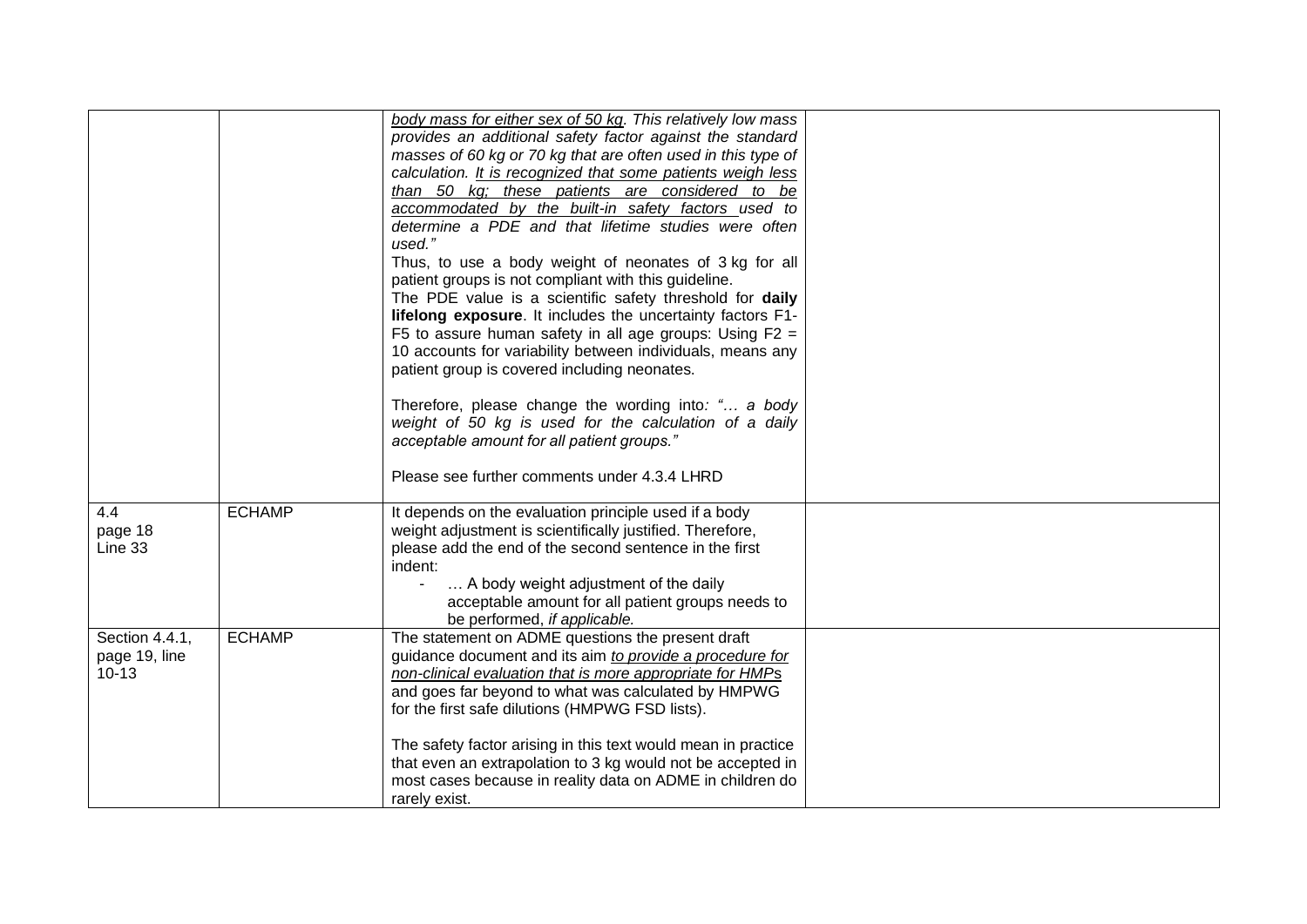| | | | |
|---|---|---|---|
| | | <u>*body mass for either sex of 50 kg*</u>*. This relatively low mass provides an additional safety factor against the standard masses of 60 kg or 70 kg that are often used in this type of calculation.* <u>*It is recognized that some patients weigh less than 50 kg; these patients are considered to be accommodated by the built-in safety factors*</u> *used to determine a PDE and that lifetime studies were often used."*<br>Thus, to use a body weight of neonates of 3 kg for all patient groups is not compliant with this guideline.<br>The PDE value is a scientific safety threshold for **daily lifelong exposure**. It includes the uncertainty factors F1-F5 to assure human safety in all age groups: Using F2 = 10 accounts for variability between individuals, means any patient group is covered including neonates.<br><br>Therefore, please change the wording into*: "… a body weight of 50 kg is used for the calculation of a daily acceptable amount for all patient groups."*<br><br>Please see further comments under 4.3.4 LHRD | |
| 4.4<br>page 18<br>Line 33 | ECHAMP | It depends on the evaluation principle used if a body weight adjustment is scientifically justified. Therefore, please add the end of the second sentence in the first indent:<br>- … A body weight adjustment of the daily acceptable amount for all patient groups needs to be performed, *if applicable.* | |
| Section 4.4.1,<br>page 19, line 10-13 | ECHAMP | The statement on ADME questions the present draft guidance document and its aim <u>*to provide a procedure for non-clinical evaluation that is more appropriate for HMP*</u>s and goes far beyond to what was calculated by HMPWG for the first safe dilutions (HMPWG FSD lists).<br><br>The safety factor arising in this text would mean in practice that even an extrapolation to 3 kg would not be accepted in most cases because in reality data on ADME in children do rarely exist. | |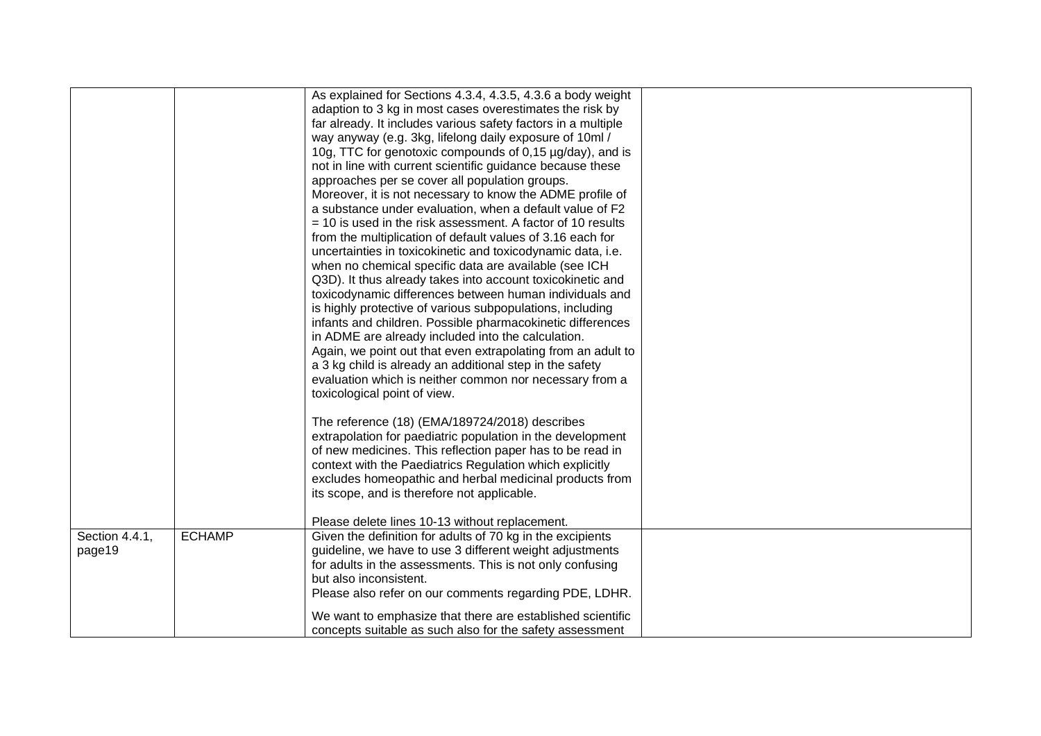|  |  |  |  |
|---|---|---|---|
|  |  | As explained for Sections 4.3.4, 4.3.5, 4.3.6 a body weight adaption to 3 kg in most cases overestimates the risk by far already. It includes various safety factors in a multiple way anyway (e.g. 3kg, lifelong daily exposure of 10ml / 10g, TTC for genotoxic compounds of 0,15 µg/day), and is not in line with current scientific guidance because these approaches per se cover all population groups.<br>Moreover, it is not necessary to know the ADME profile of a substance under evaluation, when a default value of F2 = 10 is used in the risk assessment. A factor of 10 results from the multiplication of default values of 3.16 each for uncertainties in toxicokinetic and toxicodynamic data, i.e. when no chemical specific data are available (see ICH Q3D). It thus already takes into account toxicokinetic and toxicodynamic differences between human individuals and is highly protective of various subpopulations, including infants and children. Possible pharmacokinetic differences in ADME are already included into the calculation.<br>Again, we point out that even extrapolating from an adult to a 3 kg child is already an additional step in the safety evaluation which is neither common nor necessary from a toxicological point of view.<br><br>The reference (18) (EMA/189724/2018) describes extrapolation for paediatric population in the development of new medicines. This reflection paper has to be read in context with the Paediatrics Regulation which explicitly excludes homeopathic and herbal medicinal products from its scope, and is therefore not applicable.<br><br>Please delete lines 10-13 without replacement. |  |
| Section 4.4.1, page19 | ECHAMP | Given the definition for adults of 70 kg in the excipients guideline, we have to use 3 different weight adjustments for adults in the assessments. This is not only confusing but also inconsistent.<br>Please also refer on our comments regarding PDE, LDHR.<br><br>We want to emphasize that there are established scientific concepts suitable as such also for the safety assessment |  |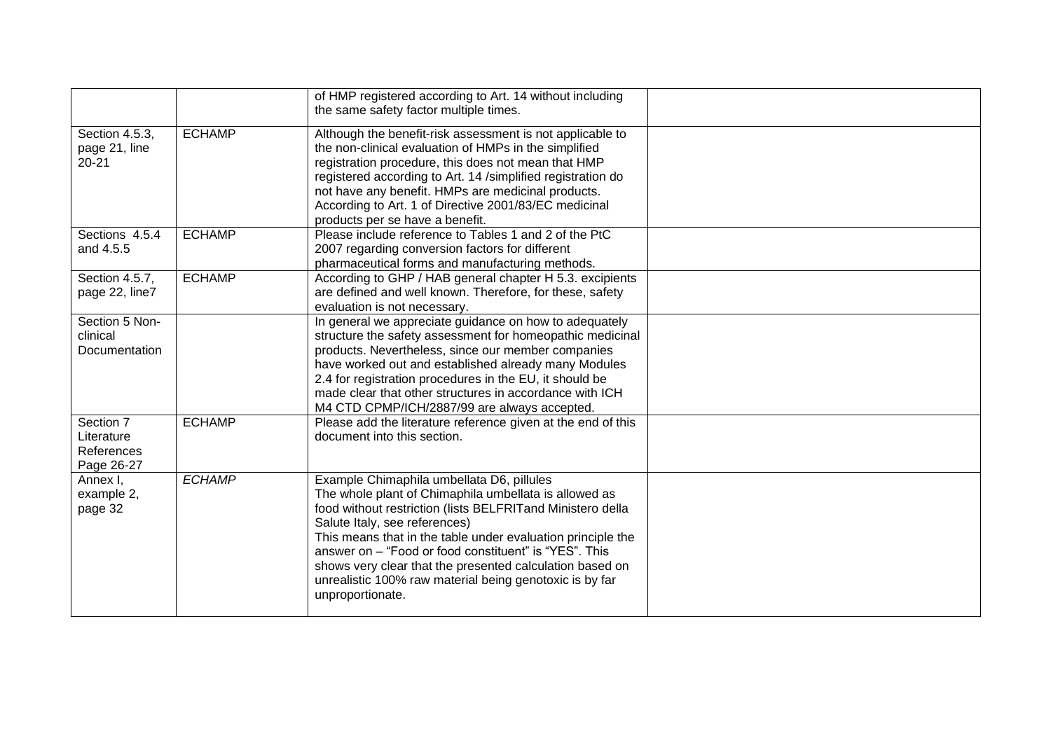| | | | |
|---|---|---|---|
| | | of HMP registered according to Art. 14 without including the same safety factor multiple times. | |
| Section 4.5.3, page 21, line 20-21 | ECHAMP | Although the benefit-risk assessment is not applicable to the non-clinical evaluation of HMPs in the simplified registration procedure, this does not mean that HMP registered according to Art. 14 /simplified registration do not have any benefit. HMPs are medicinal products. According to Art. 1 of Directive 2001/83/EC medicinal products per se have a benefit. | |
| Sections 4.5.4 and 4.5.5 | ECHAMP | Please include reference to Tables 1 and 2 of the PtC 2007 regarding conversion factors for different pharmaceutical forms and manufacturing methods. | |
| Section 4.5.7, page 22, line7 | ECHAMP | According to GHP / HAB general chapter H 5.3. excipients are defined and well known. Therefore, for these, safety evaluation is not necessary. | |
| Section 5 Non-clinical Documentation | | In general we appreciate guidance on how to adequately structure the safety assessment for homeopathic medicinal products. Nevertheless, since our member companies have worked out and established already many Modules 2.4 for registration procedures in the EU, it should be made clear that other structures in accordance with ICH M4 CTD CPMP/ICH/2887/99 are always accepted. | |
| Section 7 Literature References Page 26-27 | ECHAMP | Please add the literature reference given at the end of this document into this section. | |
| Annex I, example 2, page 32 | *ECHAMP* | Example Chimaphila umbellata D6, pillules<br>The whole plant of Chimaphila umbellata is allowed as food without restriction (lists BELFRITand Ministero della Salute Italy, see references)<br>This means that in the table under evaluation principle the answer on – "Food or food constituent" is "YES". This shows very clear that the presented calculation based on unrealistic 100% raw material being genotoxic is by far unproportionate. | |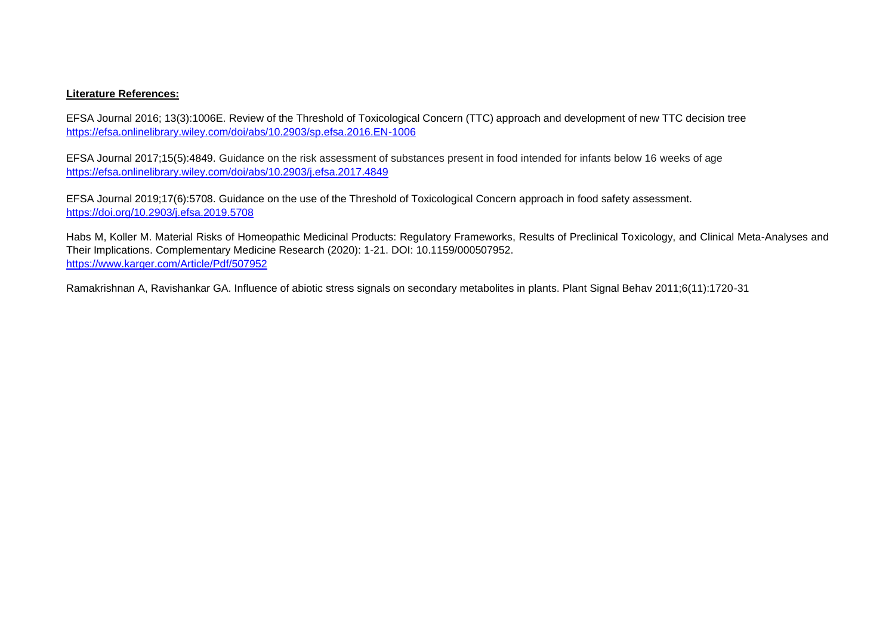**Literature References:**

EFSA Journal 2016; 13(3):1006E. Review of the Threshold of Toxicological Concern (TTC) approach and development of new TTC decision tree
https://efsa.onlinelibrary.wiley.com/doi/abs/10.2903/sp.efsa.2016.EN-1006

EFSA Journal 2017;15(5):4849. Guidance on the risk assessment of substances present in food intended for infants below 16 weeks of age
https://efsa.onlinelibrary.wiley.com/doi/abs/10.2903/j.efsa.2017.4849

EFSA Journal 2019;17(6):5708. Guidance on the use of the Threshold of Toxicological Concern approach in food safety assessment.
https://doi.org/10.2903/j.efsa.2019.5708

Habs M, Koller M. Material Risks of Homeopathic Medicinal Products: Regulatory Frameworks, Results of Preclinical Toxicology, and Clinical Meta-Analyses and Their Implications. Complementary Medicine Research (2020): 1-21. DOI: 10.1159/000507952.
https://www.karger.com/Article/Pdf/507952

Ramakrishnan A, Ravishankar GA. Influence of abiotic stress signals on secondary metabolites in plants. Plant Signal Behav 2011;6(11):1720-31